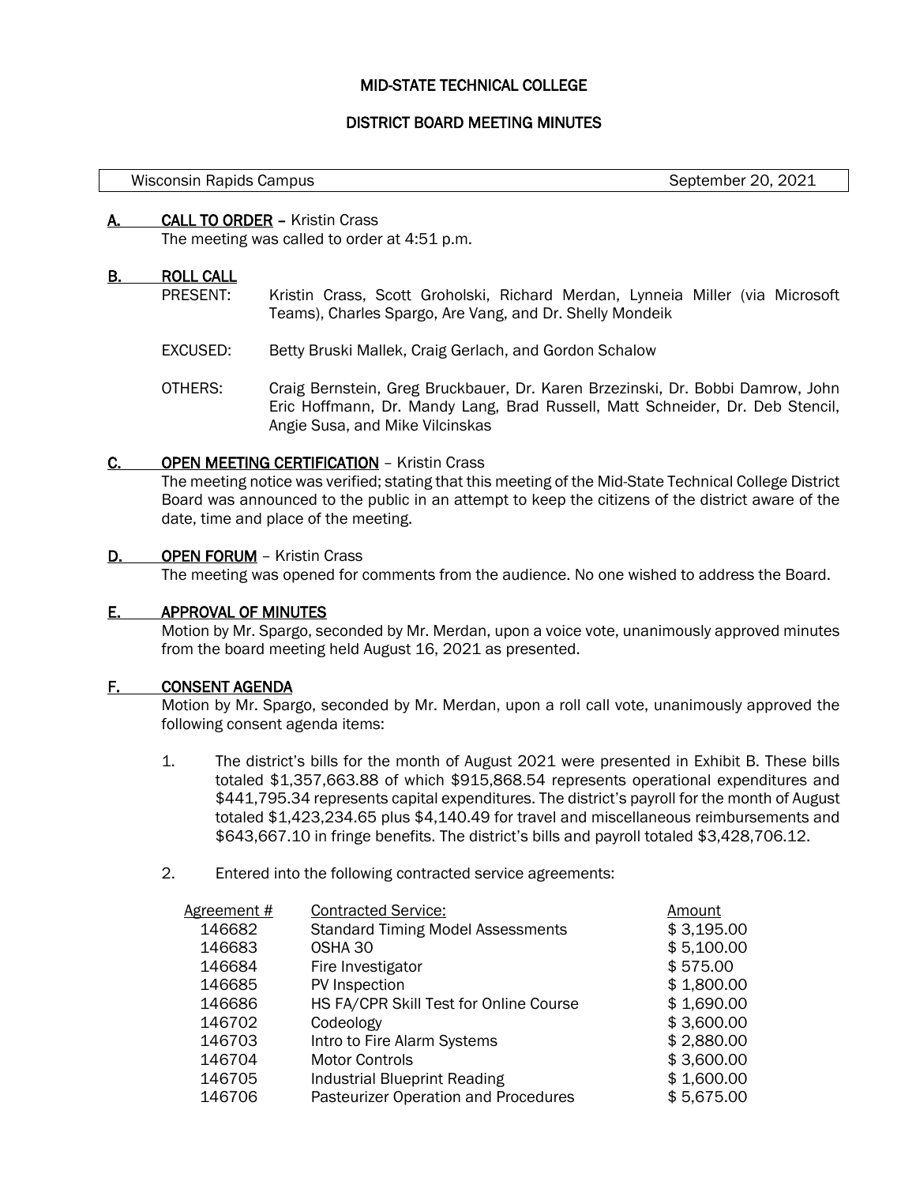# MID-STATE TECHNICAL COLLEGE

## DISTRICT BOARD MEETING MINUTES

| Wisconsin Rapids Campus | September 20, 2021 |
|---|---|

**A. CALL TO ORDER** – Kristin Crass

The meeting was called to order at 4:51 p.m.

**B. ROLL CALL**

PRESENT: Kristin Crass, Scott Groholski, Richard Merdan, Lynneia Miller (via Microsoft Teams), Charles Spargo, Are Vang, and Dr. Shelly Mondeik

EXCUSED: Betty Bruski Mallek, Craig Gerlach, and Gordon Schalow

OTHERS: Craig Bernstein, Greg Bruckbauer, Dr. Karen Brzezinski, Dr. Bobbi Damrow, John Eric Hoffmann, Dr. Mandy Lang, Brad Russell, Matt Schneider, Dr. Deb Stencil, Angie Susa, and Mike Vilcinskas

**C. OPEN MEETING CERTIFICATION** – Kristin Crass

The meeting notice was verified; stating that this meeting of the Mid-State Technical College District Board was announced to the public in an attempt to keep the citizens of the district aware of the date, time and place of the meeting.

**D. OPEN FORUM** – Kristin Crass

The meeting was opened for comments from the audience. No one wished to address the Board.

**E. APPROVAL OF MINUTES**

Motion by Mr. Spargo, seconded by Mr. Merdan, upon a voice vote, unanimously approved minutes from the board meeting held August 16, 2021 as presented.

**F. CONSENT AGENDA**

Motion by Mr. Spargo, seconded by Mr. Merdan, upon a roll call vote, unanimously approved the following consent agenda items:

1. The district's bills for the month of August 2021 were presented in Exhibit B. These bills totaled $1,357,663.88 of which $915,868.54 represents operational expenditures and $441,795.34 represents capital expenditures. The district's payroll for the month of August totaled $1,423,234.65 plus $4,140.49 for travel and miscellaneous reimbursements and $643,667.10 in fringe benefits. The district's bills and payroll totaled $3,428,706.12.

2. Entered into the following contracted service agreements:

| Agreement # | Contracted Service: | Amount |
|---|---|---|
| 146682 | Standard Timing Model Assessments | $ 3,195.00 |
| 146683 | OSHA 30 | $ 5,100.00 |
| 146684 | Fire Investigator | $ 575.00 |
| 146685 | PV Inspection | $ 1,800.00 |
| 146686 | HS FA/CPR Skill Test for Online Course | $ 1,690.00 |
| 146702 | Codeology | $ 3,600.00 |
| 146703 | Intro to Fire Alarm Systems | $ 2,880.00 |
| 146704 | Motor Controls | $ 3,600.00 |
| 146705 | Industrial Blueprint Reading | $ 1,600.00 |
| 146706 | Pasteurizer Operation and Procedures | $ 5,675.00 |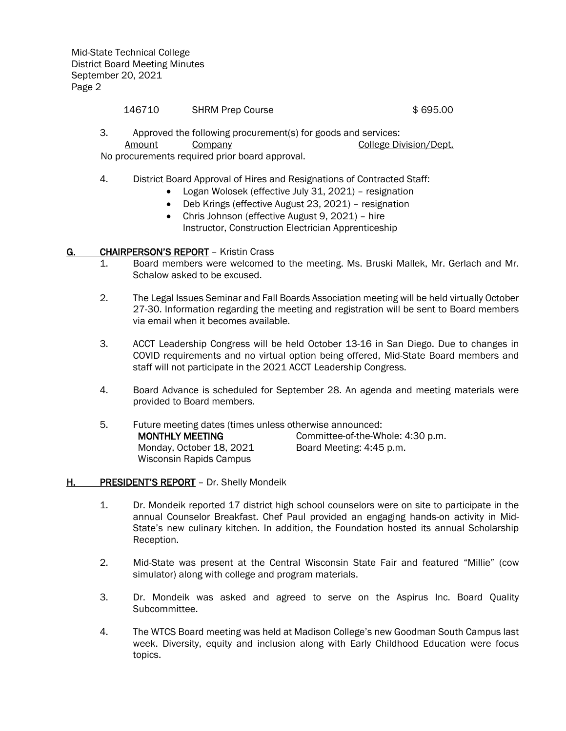| | | |
|---|---|---|
| 146710 | SHRM Prep Course | $ 695.00 |

3. Approved the following procurement(s) for goods and services:

| Amount | Company | College Division/Dept. |
|---|---|---|

No procurements required prior board approval.

4. District Board Approval of Hires and Resignations of Contracted Staff:
   - Logan Wolosek (effective July 31, 2021) – resignation
   - Deb Krings (effective August 23, 2021) – resignation
   - Chris Johnson (effective August 9, 2021) – hire
     Instructor, Construction Electrician Apprenticeship

## G. CHAIRPERSON'S REPORT – Kristin Crass

1. Board members were welcomed to the meeting. Ms. Bruski Mallek, Mr. Gerlach and Mr. Schalow asked to be excused.

2. The Legal Issues Seminar and Fall Boards Association meeting will be held virtually October 27-30. Information regarding the meeting and registration will be sent to Board members via email when it becomes available.

3. ACCT Leadership Congress will be held October 13-16 in San Diego. Due to changes in COVID requirements and no virtual option being offered, Mid-State Board members and staff will not participate in the 2021 ACCT Leadership Congress.

4. Board Advance is scheduled for September 28. An agenda and meeting materials were provided to Board members.

5. Future meeting dates (times unless otherwise announced:

| **MONTHLY MEETING** | Committee-of-the-Whole: 4:30 p.m. |
|---|---|
| Monday, October 18, 2021 | Board Meeting: 4:45 p.m. |
| Wisconsin Rapids Campus | |

## H. PRESIDENT'S REPORT – Dr. Shelly Mondeik

1. Dr. Mondeik reported 17 district high school counselors were on site to participate in the annual Counselor Breakfast. Chef Paul provided an engaging hands-on activity in Mid-State's new culinary kitchen. In addition, the Foundation hosted its annual Scholarship Reception.

2. Mid-State was present at the Central Wisconsin State Fair and featured "Millie" (cow simulator) along with college and program materials.

3. Dr. Mondeik was asked and agreed to serve on the Aspirus Inc. Board Quality Subcommittee.

4. The WTCS Board meeting was held at Madison College's new Goodman South Campus last week. Diversity, equity and inclusion along with Early Childhood Education were focus topics.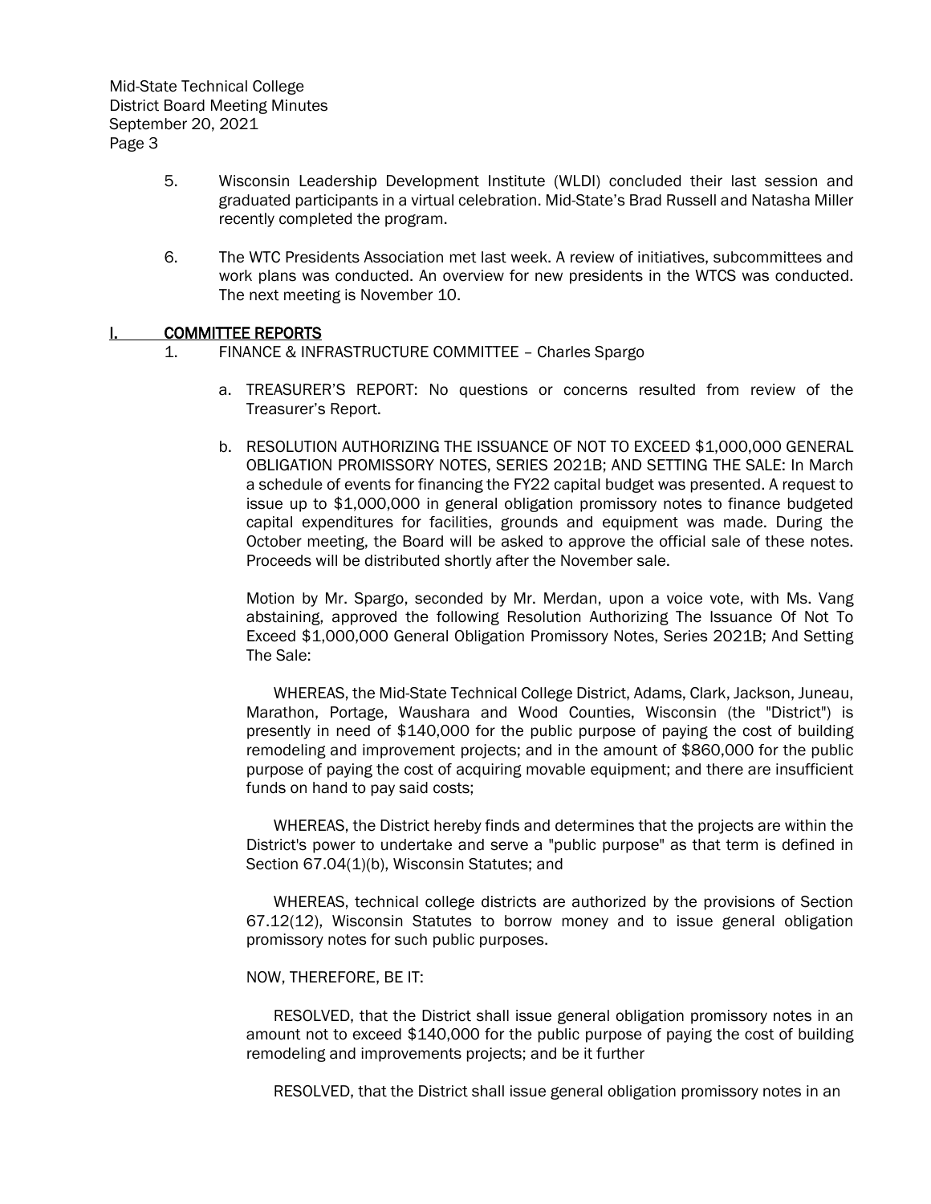5. Wisconsin Leadership Development Institute (WLDI) concluded their last session and graduated participants in a virtual celebration. Mid-State's Brad Russell and Natasha Miller recently completed the program.

6. The WTC Presidents Association met last week. A review of initiatives, subcommittees and work plans was conducted. An overview for new presidents in the WTCS was conducted. The next meeting is November 10.

## I. COMMITTEE REPORTS

1. FINANCE & INFRASTRUCTURE COMMITTEE – Charles Spargo

   a. TREASURER'S REPORT: No questions or concerns resulted from review of the Treasurer's Report.

   b. RESOLUTION AUTHORIZING THE ISSUANCE OF NOT TO EXCEED $1,000,000 GENERAL OBLIGATION PROMISSORY NOTES, SERIES 2021B; AND SETTING THE SALE: In March a schedule of events for financing the FY22 capital budget was presented. A request to issue up to $1,000,000 in general obligation promissory notes to finance budgeted capital expenditures for facilities, grounds and equipment was made. During the October meeting, the Board will be asked to approve the official sale of these notes. Proceeds will be distributed shortly after the November sale.

   Motion by Mr. Spargo, seconded by Mr. Merdan, upon a voice vote, with Ms. Vang abstaining, approved the following Resolution Authorizing The Issuance Of Not To Exceed $1,000,000 General Obligation Promissory Notes, Series 2021B; And Setting The Sale:

   WHEREAS, the Mid-State Technical College District, Adams, Clark, Jackson, Juneau, Marathon, Portage, Waushara and Wood Counties, Wisconsin (the "District") is presently in need of $140,000 for the public purpose of paying the cost of building remodeling and improvement projects; and in the amount of $860,000 for the public purpose of paying the cost of acquiring movable equipment; and there are insufficient funds on hand to pay said costs;

   WHEREAS, the District hereby finds and determines that the projects are within the District's power to undertake and serve a "public purpose" as that term is defined in Section 67.04(1)(b), Wisconsin Statutes; and

   WHEREAS, technical college districts are authorized by the provisions of Section 67.12(12), Wisconsin Statutes to borrow money and to issue general obligation promissory notes for such public purposes.

   NOW, THEREFORE, BE IT:

   RESOLVED, that the District shall issue general obligation promissory notes in an amount not to exceed $140,000 for the public purpose of paying the cost of building remodeling and improvements projects; and be it further

   RESOLVED, that the District shall issue general obligation promissory notes in an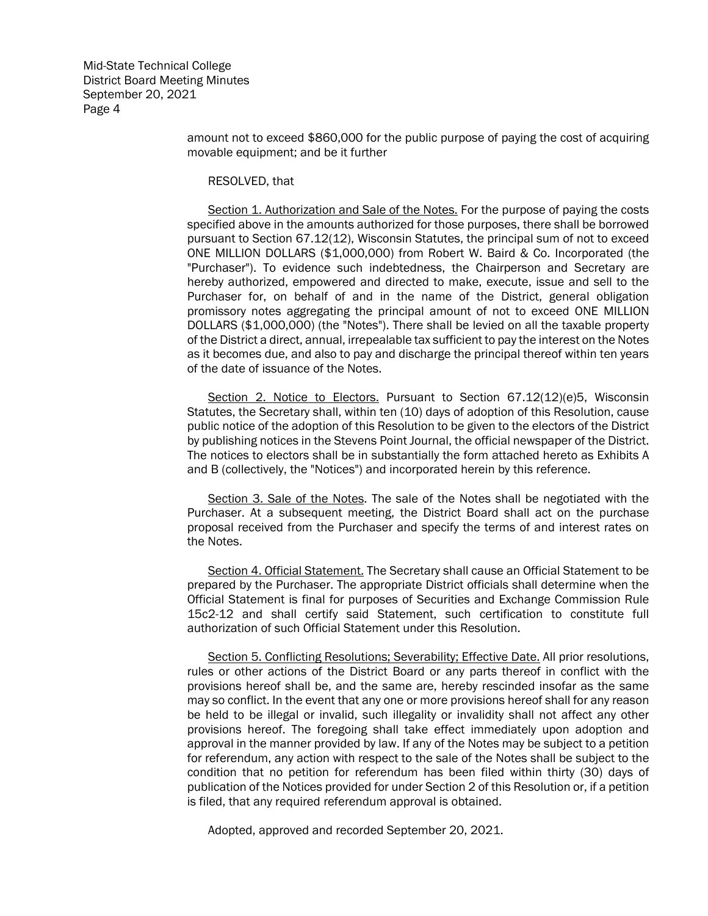amount not to exceed $860,000 for the public purpose of paying the cost of acquiring movable equipment; and be it further

RESOLVED, that

Section 1. Authorization and Sale of the Notes. For the purpose of paying the costs specified above in the amounts authorized for those purposes, there shall be borrowed pursuant to Section 67.12(12), Wisconsin Statutes, the principal sum of not to exceed ONE MILLION DOLLARS ($1,000,000) from Robert W. Baird & Co. Incorporated (the "Purchaser"). To evidence such indebtedness, the Chairperson and Secretary are hereby authorized, empowered and directed to make, execute, issue and sell to the Purchaser for, on behalf of and in the name of the District, general obligation promissory notes aggregating the principal amount of not to exceed ONE MILLION DOLLARS ($1,000,000) (the "Notes"). There shall be levied on all the taxable property of the District a direct, annual, irrepealable tax sufficient to pay the interest on the Notes as it becomes due, and also to pay and discharge the principal thereof within ten years of the date of issuance of the Notes.

Section 2. Notice to Electors. Pursuant to Section 67.12(12)(e)5, Wisconsin Statutes, the Secretary shall, within ten (10) days of adoption of this Resolution, cause public notice of the adoption of this Resolution to be given to the electors of the District by publishing notices in the Stevens Point Journal, the official newspaper of the District. The notices to electors shall be in substantially the form attached hereto as Exhibits A and B (collectively, the "Notices") and incorporated herein by this reference.

Section 3. Sale of the Notes. The sale of the Notes shall be negotiated with the Purchaser. At a subsequent meeting, the District Board shall act on the purchase proposal received from the Purchaser and specify the terms of and interest rates on the Notes.

Section 4. Official Statement. The Secretary shall cause an Official Statement to be prepared by the Purchaser. The appropriate District officials shall determine when the Official Statement is final for purposes of Securities and Exchange Commission Rule 15c2-12 and shall certify said Statement, such certification to constitute full authorization of such Official Statement under this Resolution.

Section 5. Conflicting Resolutions; Severability; Effective Date. All prior resolutions, rules or other actions of the District Board or any parts thereof in conflict with the provisions hereof shall be, and the same are, hereby rescinded insofar as the same may so conflict. In the event that any one or more provisions hereof shall for any reason be held to be illegal or invalid, such illegality or invalidity shall not affect any other provisions hereof. The foregoing shall take effect immediately upon adoption and approval in the manner provided by law. If any of the Notes may be subject to a petition for referendum, any action with respect to the sale of the Notes shall be subject to the condition that no petition for referendum has been filed within thirty (30) days of publication of the Notices provided for under Section 2 of this Resolution or, if a petition is filed, that any required referendum approval is obtained.

Adopted, approved and recorded September 20, 2021.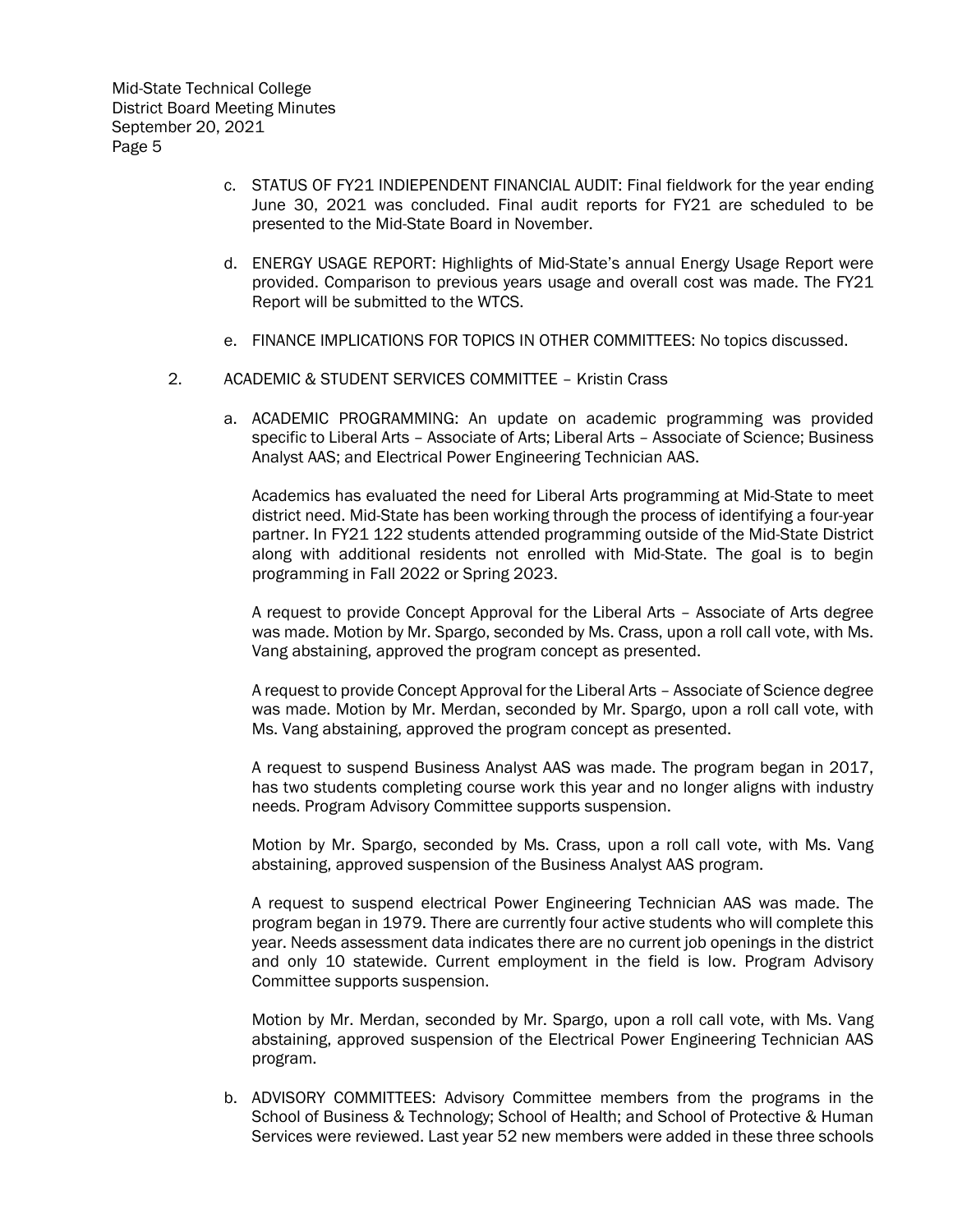c. STATUS OF FY21 INDIEPENDENT FINANCIAL AUDIT: Final fieldwork for the year ending June 30, 2021 was concluded. Final audit reports for FY21 are scheduled to be presented to the Mid-State Board in November.

d. ENERGY USAGE REPORT: Highlights of Mid-State's annual Energy Usage Report were provided. Comparison to previous years usage and overall cost was made. The FY21 Report will be submitted to the WTCS.

e. FINANCE IMPLICATIONS FOR TOPICS IN OTHER COMMITTEES: No topics discussed.

2. ACADEMIC & STUDENT SERVICES COMMITTEE – Kristin Crass

a. ACADEMIC PROGRAMMING: An update on academic programming was provided specific to Liberal Arts – Associate of Arts; Liberal Arts – Associate of Science; Business Analyst AAS; and Electrical Power Engineering Technician AAS.

Academics has evaluated the need for Liberal Arts programming at Mid-State to meet district need. Mid-State has been working through the process of identifying a four-year partner. In FY21 122 students attended programming outside of the Mid-State District along with additional residents not enrolled with Mid-State. The goal is to begin programming in Fall 2022 or Spring 2023.

A request to provide Concept Approval for the Liberal Arts – Associate of Arts degree was made. Motion by Mr. Spargo, seconded by Ms. Crass, upon a roll call vote, with Ms. Vang abstaining, approved the program concept as presented.

A request to provide Concept Approval for the Liberal Arts – Associate of Science degree was made. Motion by Mr. Merdan, seconded by Mr. Spargo, upon a roll call vote, with Ms. Vang abstaining, approved the program concept as presented.

A request to suspend Business Analyst AAS was made. The program began in 2017, has two students completing course work this year and no longer aligns with industry needs. Program Advisory Committee supports suspension.

Motion by Mr. Spargo, seconded by Ms. Crass, upon a roll call vote, with Ms. Vang abstaining, approved suspension of the Business Analyst AAS program.

A request to suspend electrical Power Engineering Technician AAS was made. The program began in 1979. There are currently four active students who will complete this year. Needs assessment data indicates there are no current job openings in the district and only 10 statewide. Current employment in the field is low. Program Advisory Committee supports suspension.

Motion by Mr. Merdan, seconded by Mr. Spargo, upon a roll call vote, with Ms. Vang abstaining, approved suspension of the Electrical Power Engineering Technician AAS program.

b. ADVISORY COMMITTEES: Advisory Committee members from the programs in the School of Business & Technology; School of Health; and School of Protective & Human Services were reviewed. Last year 52 new members were added in these three schools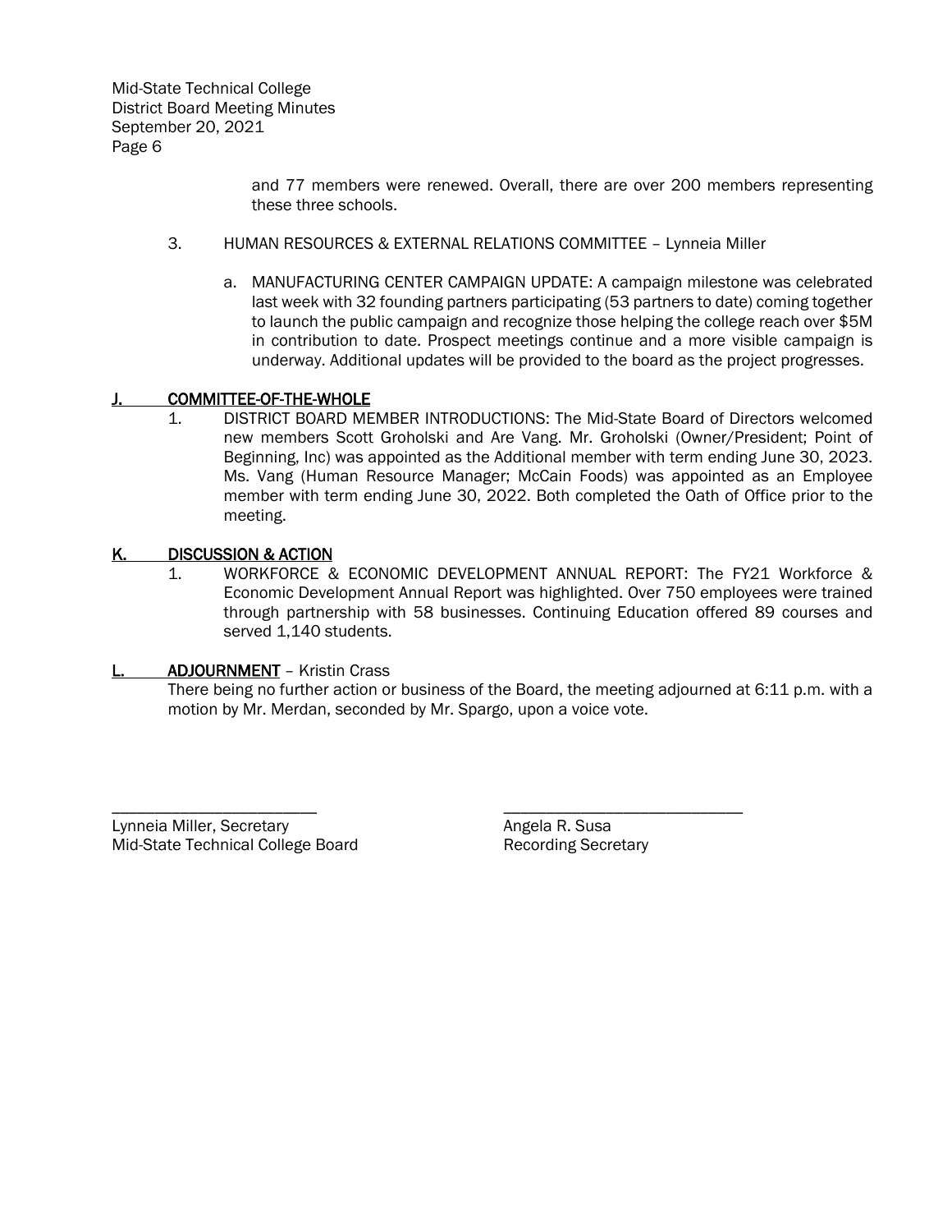and 77 members were renewed. Overall, there are over 200 members representing these three schools.

3. HUMAN RESOURCES & EXTERNAL RELATIONS COMMITTEE – Lynneia Miller

   a. MANUFACTURING CENTER CAMPAIGN UPDATE: A campaign milestone was celebrated last week with 32 founding partners participating (53 partners to date) coming together to launch the public campaign and recognize those helping the college reach over $5M in contribution to date. Prospect meetings continue and a more visible campaign is underway. Additional updates will be provided to the board as the project progresses.

## J. COMMITTEE-OF-THE-WHOLE

1. DISTRICT BOARD MEMBER INTRODUCTIONS: The Mid-State Board of Directors welcomed new members Scott Groholski and Are Vang. Mr. Groholski (Owner/President; Point of Beginning, Inc) was appointed as the Additional member with term ending June 30, 2023. Ms. Vang (Human Resource Manager; McCain Foods) was appointed as an Employee member with term ending June 30, 2022. Both completed the Oath of Office prior to the meeting.

## K. DISCUSSION & ACTION

1. WORKFORCE & ECONOMIC DEVELOPMENT ANNUAL REPORT: The FY21 Workforce & Economic Development Annual Report was highlighted. Over 750 employees were trained through partnership with 58 businesses. Continuing Education offered 89 courses and served 1,140 students.

## L. ADJOURNMENT – Kristin Crass

There being no further action or business of the Board, the meeting adjourned at 6:11 p.m. with a motion by Mr. Merdan, seconded by Mr. Spargo, upon a voice vote.

________________________
Lynneia Miller, Secretary
Mid-State Technical College Board

____________________________
Angela R. Susa
Recording Secretary